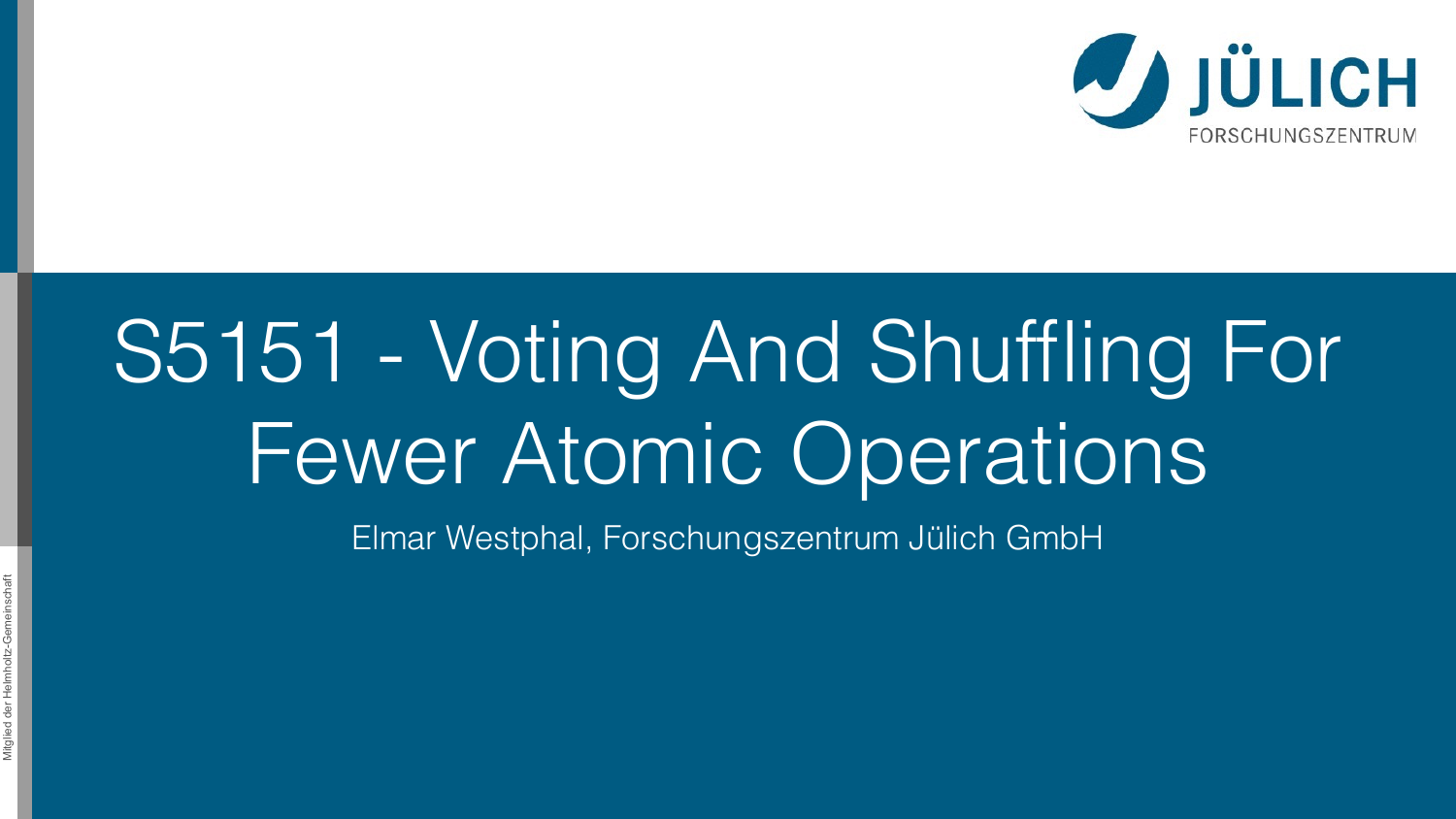# S5151 - Voting And Shuffling For Fewer Atomic Operations

Elmar Westphal, Forschungszentrum Jülich GmbH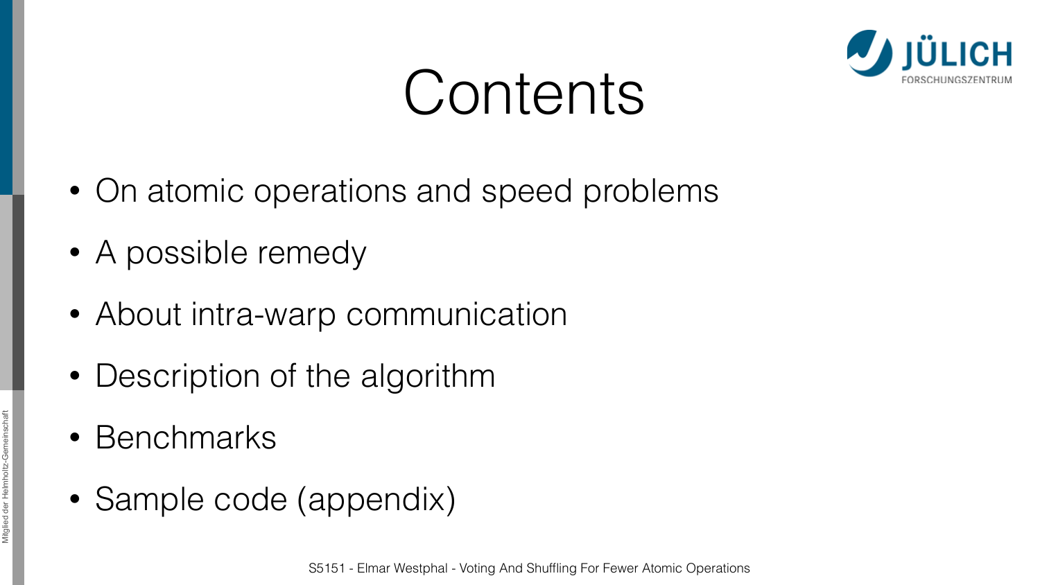# Contents

- On atomic operations and speed problems
- A possible remedy
- About intra-warp communication
- Description of the algorithm
- Benchmarks
- Sample code (appendix)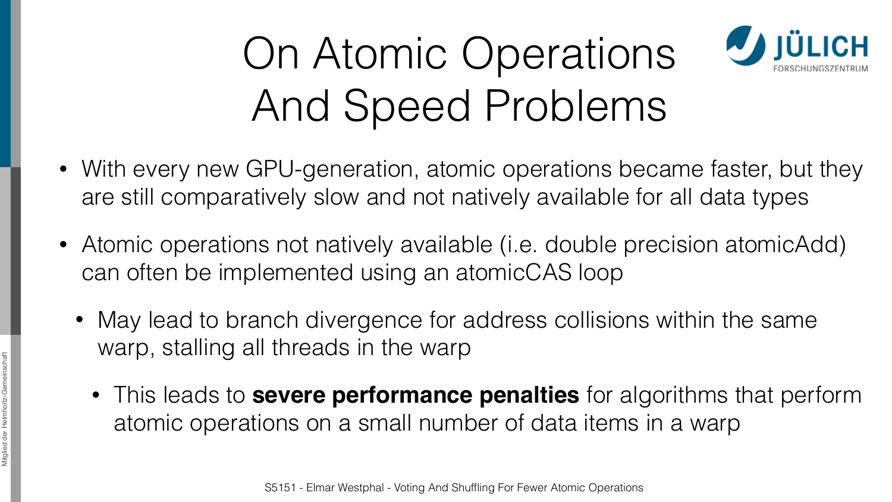# On Atomic Operations And Speed Problems

- With every new GPU-generation, atomic operations became faster, but they are still comparatively slow and not natively available for all data types
- Atomic operations not natively available (i.e. double precision atomicAdd) can often be implemented using an atomicCAS loop
  - May lead to branch divergence for address collisions within the same warp, stalling all threads in the warp
    - This leads to **severe performance penalties** for algorithms that perform atomic operations on a small number of data items in a warp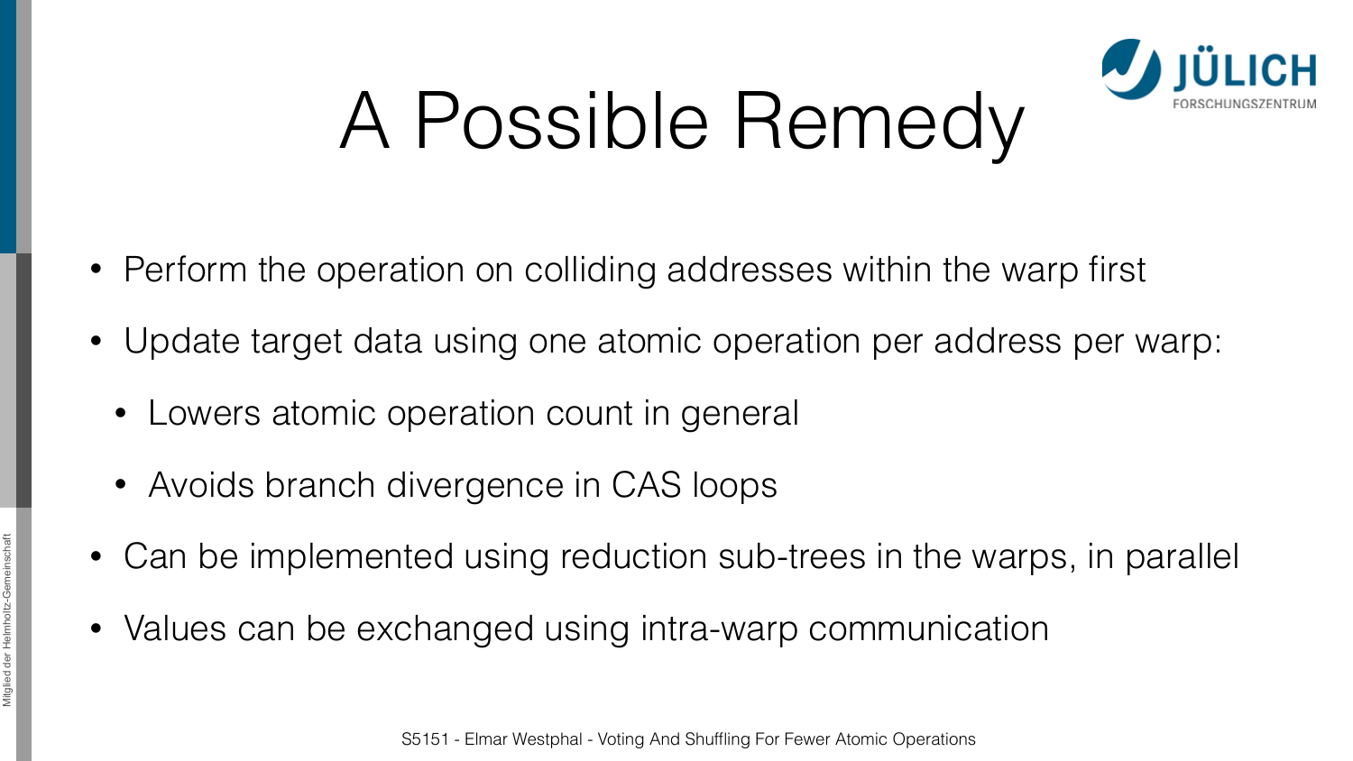# A Possible Remedy

- Perform the operation on colliding addresses within the warp first
- Update target data using one atomic operation per address per warp:
  - Lowers atomic operation count in general
  - Avoids branch divergence in CAS loops
- Can be implemented using reduction sub-trees in the warps, in parallel
- Values can be exchanged using intra-warp communication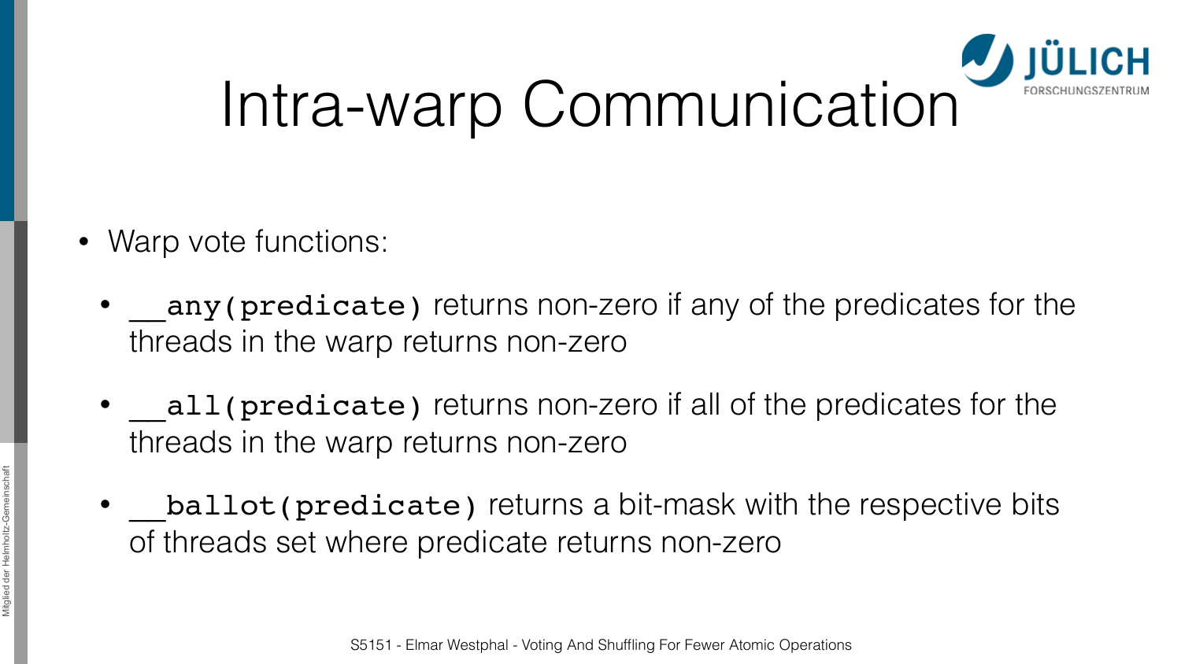# Intra-warp Communication

- Warp vote functions:
  - `__any(predicate)` returns non-zero if any of the predicates for the threads in the warp returns non-zero
  - `__all(predicate)` returns non-zero if all of the predicates for the threads in the warp returns non-zero
  - `__ballot(predicate)` returns a bit-mask with the respective bits of threads set where predicate returns non-zero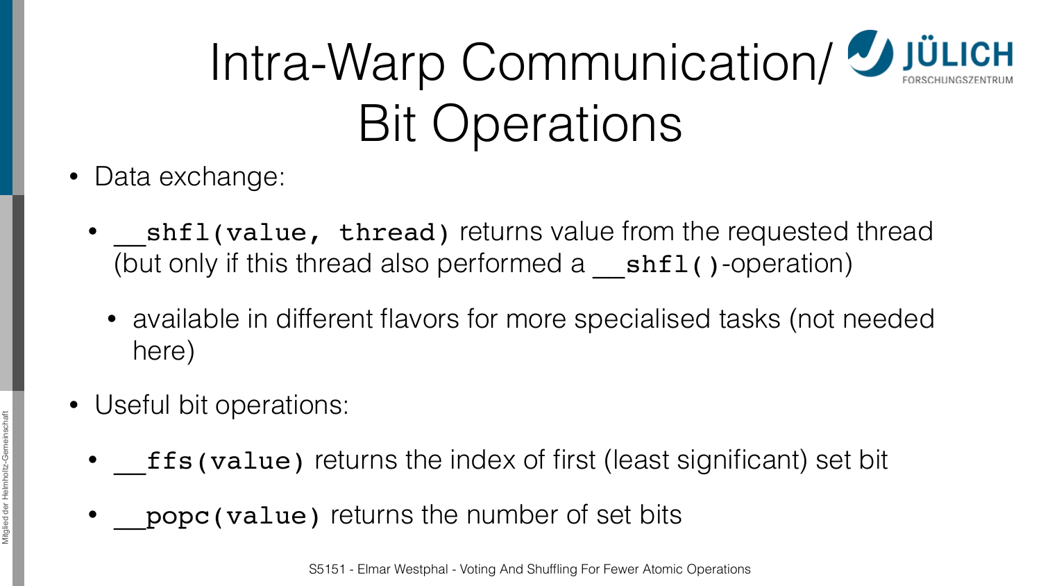# Intra-Warp Communication/ Bit Operations

- Data exchange:
  - `__shfl(value, thread)` returns value from the requested thread (but only if this thread also performed a `__shfl()`-operation)
    - available in different flavors for more specialised tasks (not needed here)
- Useful bit operations:
  - `__ffs(value)` returns the index of first (least significant) set bit
  - `__popc(value)` returns the number of set bits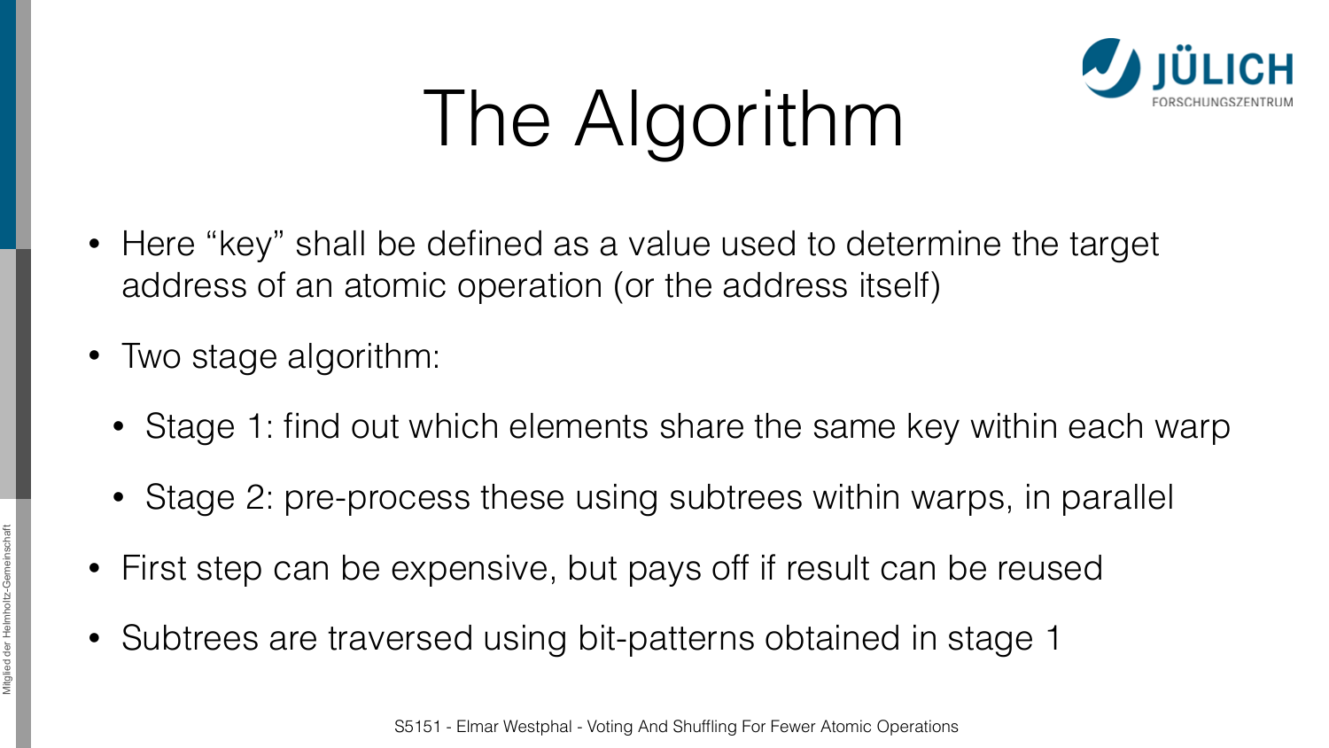# The Algorithm

- Here "key" shall be defined as a value used to determine the target address of an atomic operation (or the address itself)
- Two stage algorithm:
  - Stage 1: find out which elements share the same key within each warp
  - Stage 2: pre-process these using subtrees within warps, in parallel
- First step can be expensive, but pays off if result can be reused
- Subtrees are traversed using bit-patterns obtained in stage 1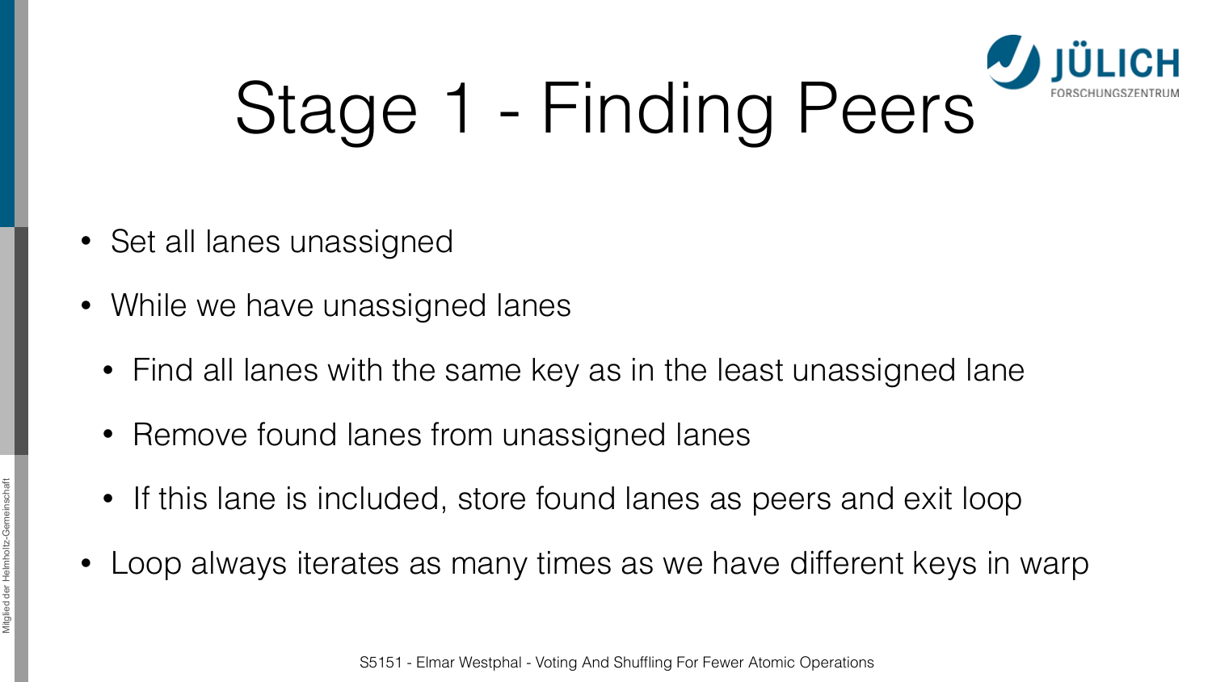# Stage 1 - Finding Peers

- Set all lanes unassigned
- While we have unassigned lanes
  - Find all lanes with the same key as in the least unassigned lane
  - Remove found lanes from unassigned lanes
  - If this lane is included, store found lanes as peers and exit loop
- Loop always iterates as many times as we have different keys in warp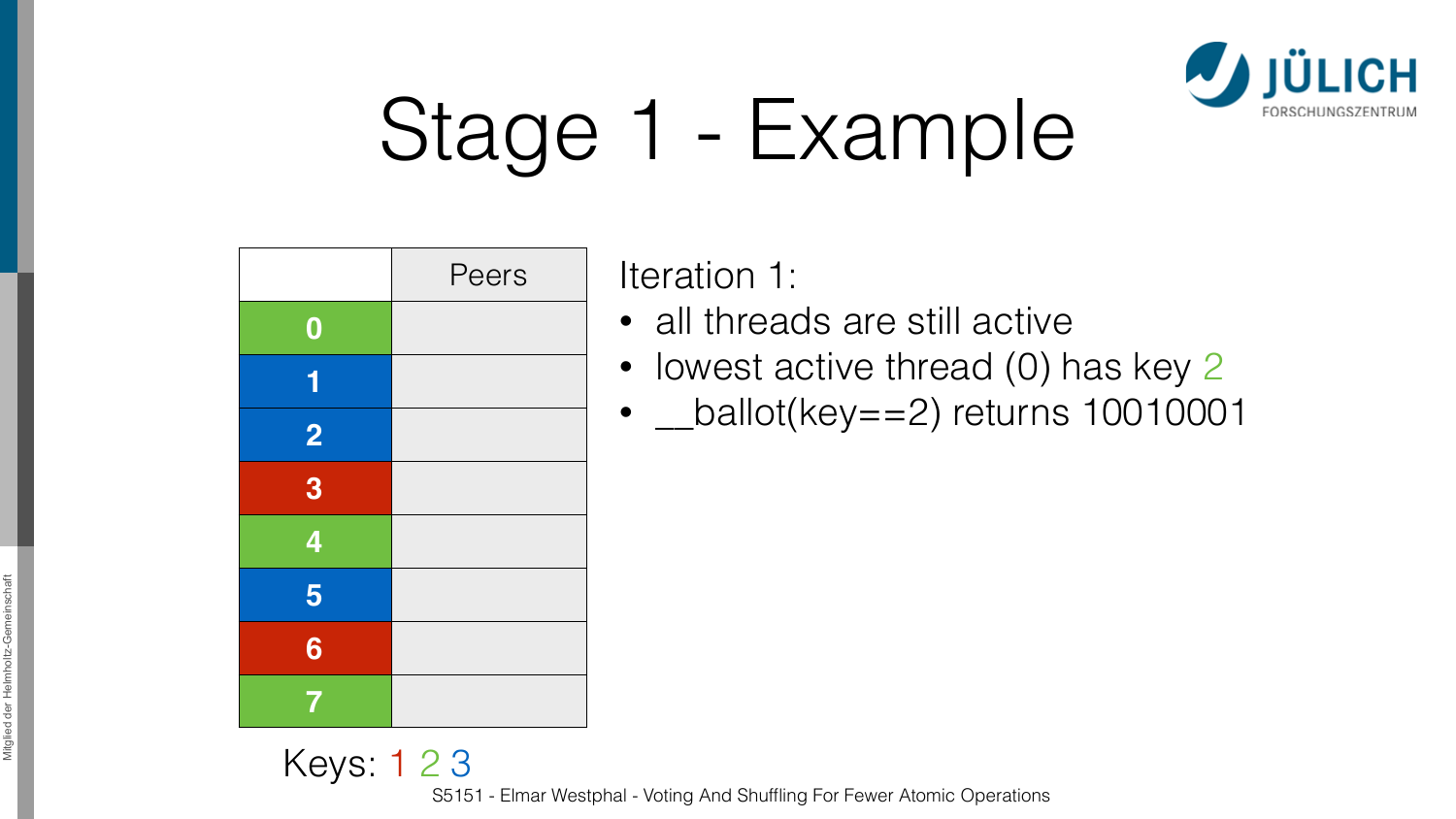# Stage 1 - Example

| | Peers |
|---|---|
| **0** | |
| **1** | |
| **2** | |
| **3** | |
| **4** | |
| **5** | |
| **6** | |
| **7** | |

Keys: 1 2 3

Iteration 1:

- all threads are still active
- lowest active thread (0) has key 2
- __ballot(key==2) returns 10010001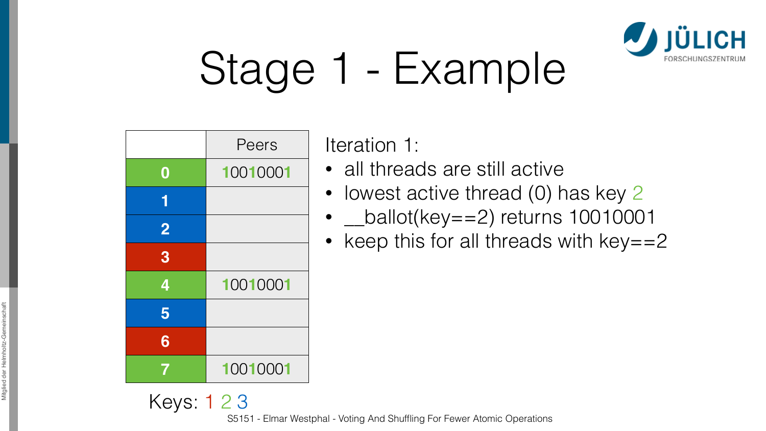# Stage 1 - Example

| | Peers |
|---|---|
| 0 | 10010001 |
| 1 | |
| 2 | |
| 3 | |
| 4 | 10010001 |
| 5 | |
| 6 | |
| 7 | 10010001 |

Keys: 1 2 3

Iteration 1:

- all threads are still active
- lowest active thread (0) has key 2
- __ballot(key==2) returns 10010001
- keep this for all threads with key==2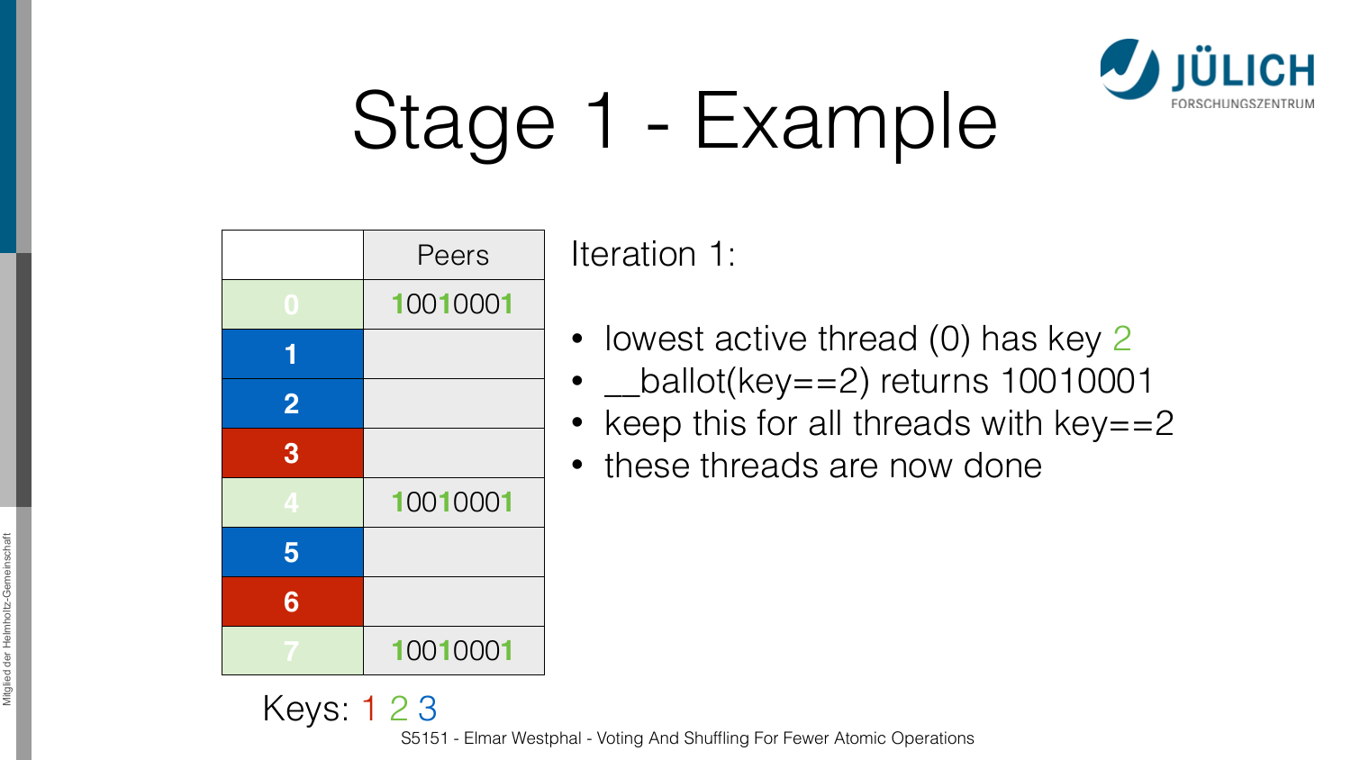# Stage 1 - Example

| | Peers |
|---|---|
| 0 | 10010001 |
| 1 | |
| 2 | |
| 3 | |
| 4 | 10010001 |
| 5 | |
| 6 | |
| 7 | 10010001 |

Keys: 1 2 3

Iteration 1:

- lowest active thread (0) has key 2
- __ballot(key==2) returns 10010001
- keep this for all threads with key==2
- these threads are now done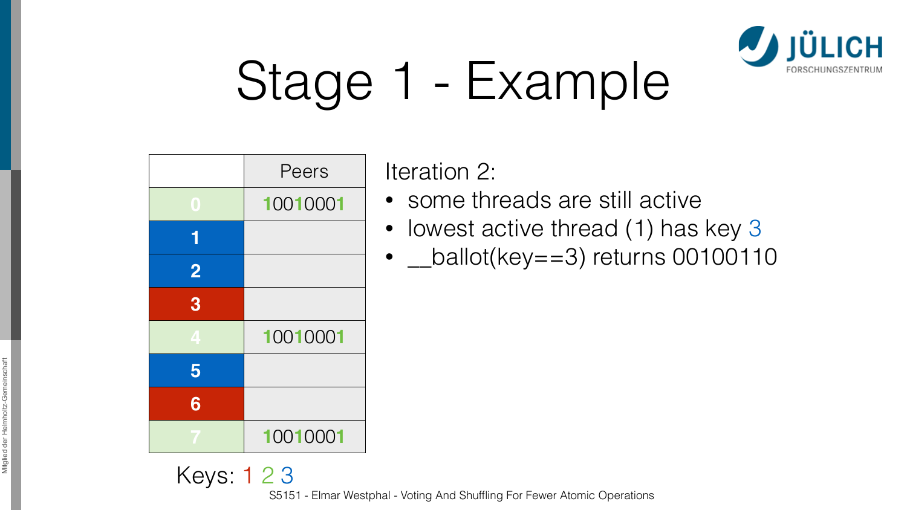# Stage 1 - Example

| | Peers |
|---|---|
| 0 | 10010001 |
| 1 | |
| 2 | |
| 3 | |
| 4 | 10010001 |
| 5 | |
| 6 | |
| 7 | 10010001 |

Iteration 2:

- some threads are still active
- lowest active thread (1) has key 3
- __ballot(key==3) returns 00100110

Keys: 1 2 3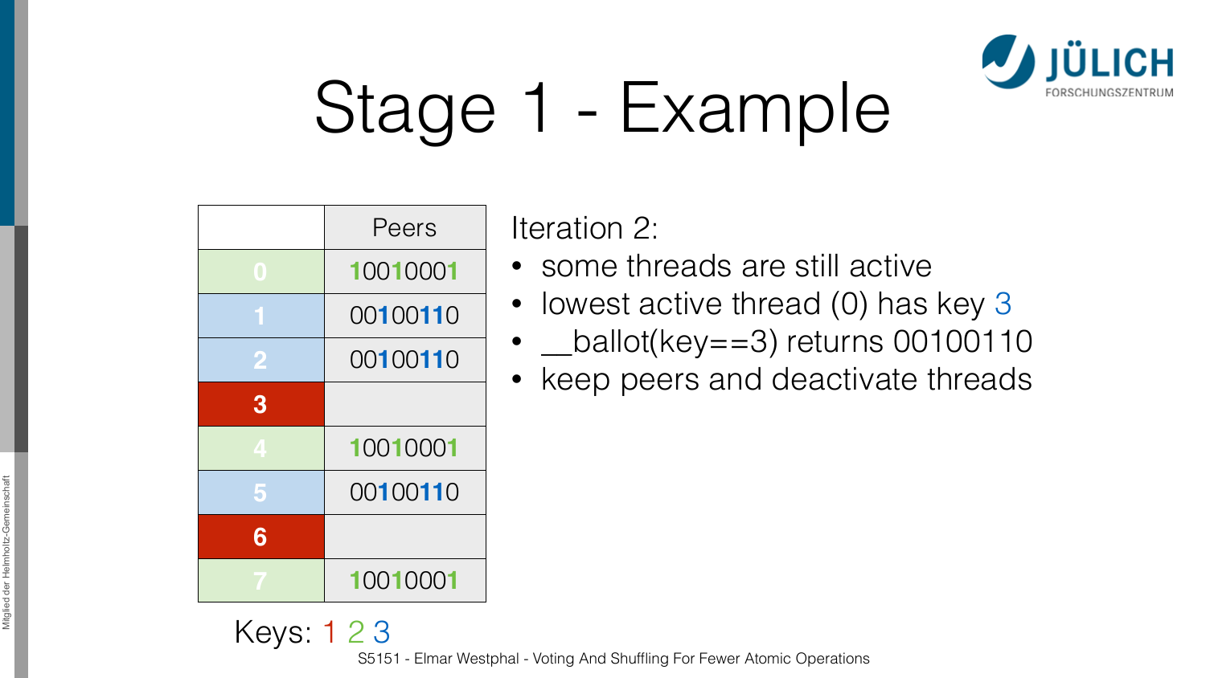# Stage 1 - Example

|  | Peers |
|---|---|
| 0 | 10010001 |
| 1 | 00100110 |
| 2 | 00100110 |
| 3 |  |
| 4 | 10010001 |
| 5 | 00100110 |
| 6 |  |
| 7 | 10010001 |

Keys: 1 2 3

Iteration 2:

- some threads are still active
- lowest active thread (0) has key 3
- __ballot(key==3) returns 00100110
- keep peers and deactivate threads

S5151 - Elmar Westphal - Voting And Shuffling For Fewer Atomic Operations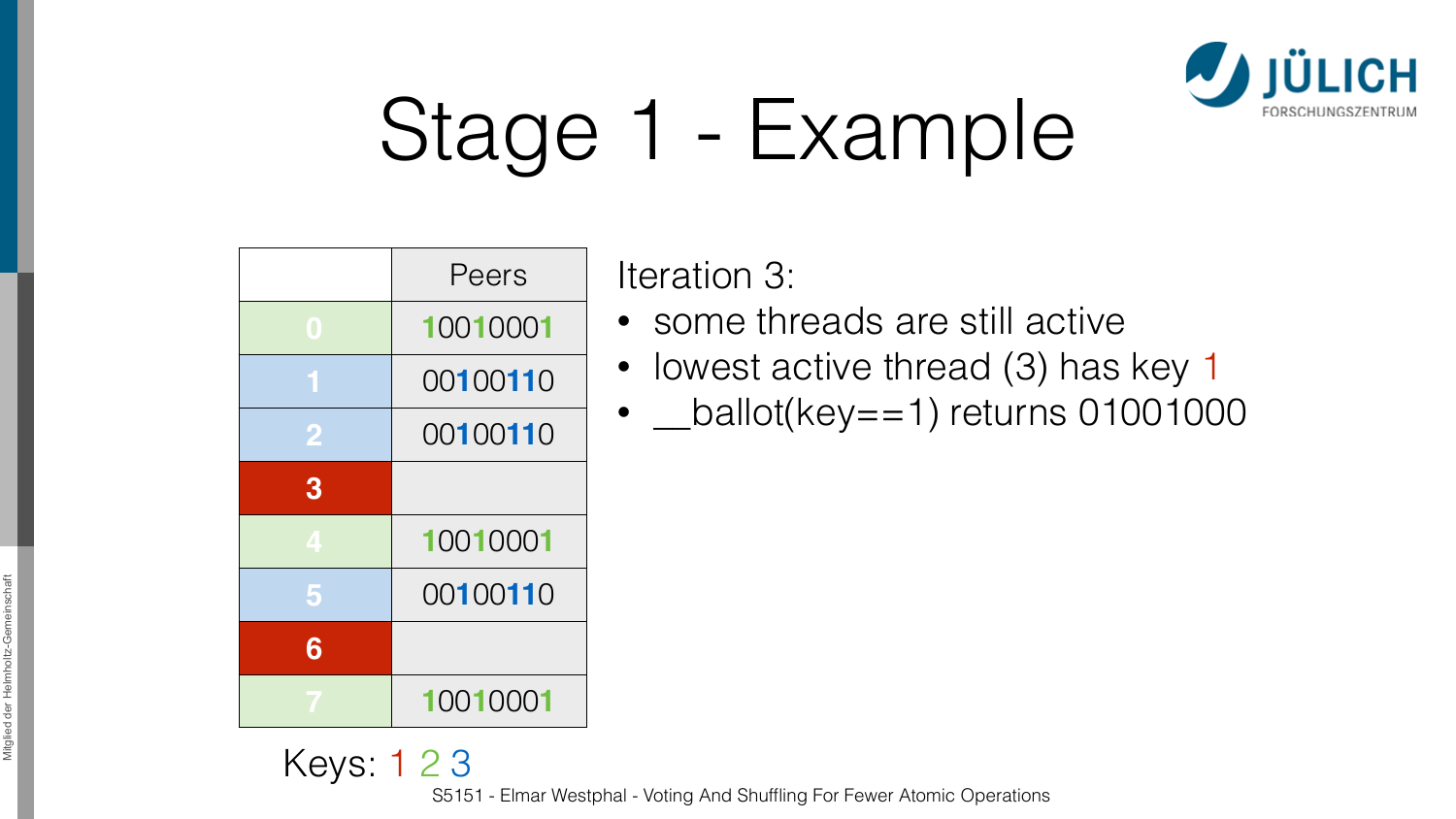# Stage 1 - Example

| | Peers |
|---|---|
| 0 | 10010001 |
| 1 | 00100110 |
| 2 | 00100110 |
| 3 | |
| 4 | 10010001 |
| 5 | 00100110 |
| 6 | |
| 7 | 10010001 |

Keys: 1 2 3

Iteration 3:

- some threads are still active
- lowest active thread (3) has key 1
- __ballot(key==1) returns 01001000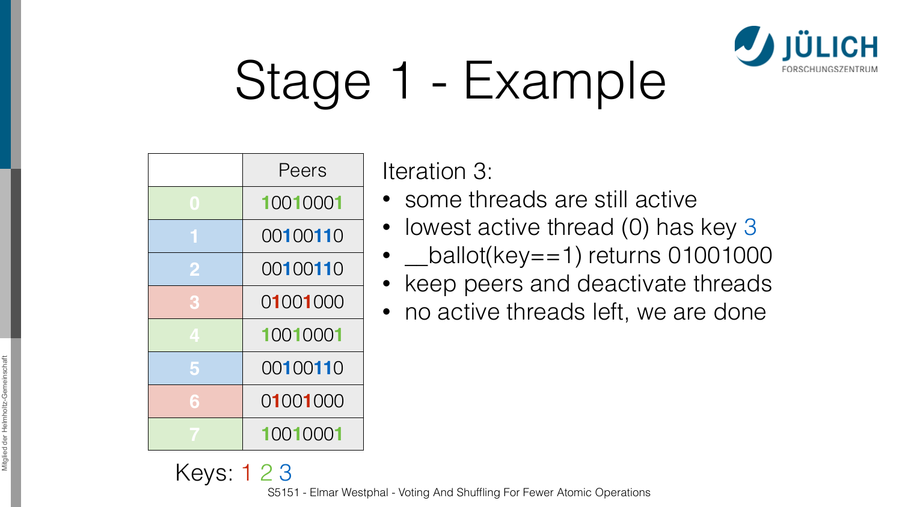# Stage 1 - Example

| | Peers |
|---|---|
| 0 | 10010001 |
| 1 | 00100110 |
| 2 | 00100110 |
| 3 | 01001000 |
| 4 | 10010001 |
| 5 | 00100110 |
| 6 | 01001000 |
| 7 | 10010001 |

Keys: 1 2 3

Iteration 3:

- some threads are still active
- lowest active thread (0) has key 3
- __ballot(key==1) returns 01001000
- keep peers and deactivate threads
- no active threads left, we are done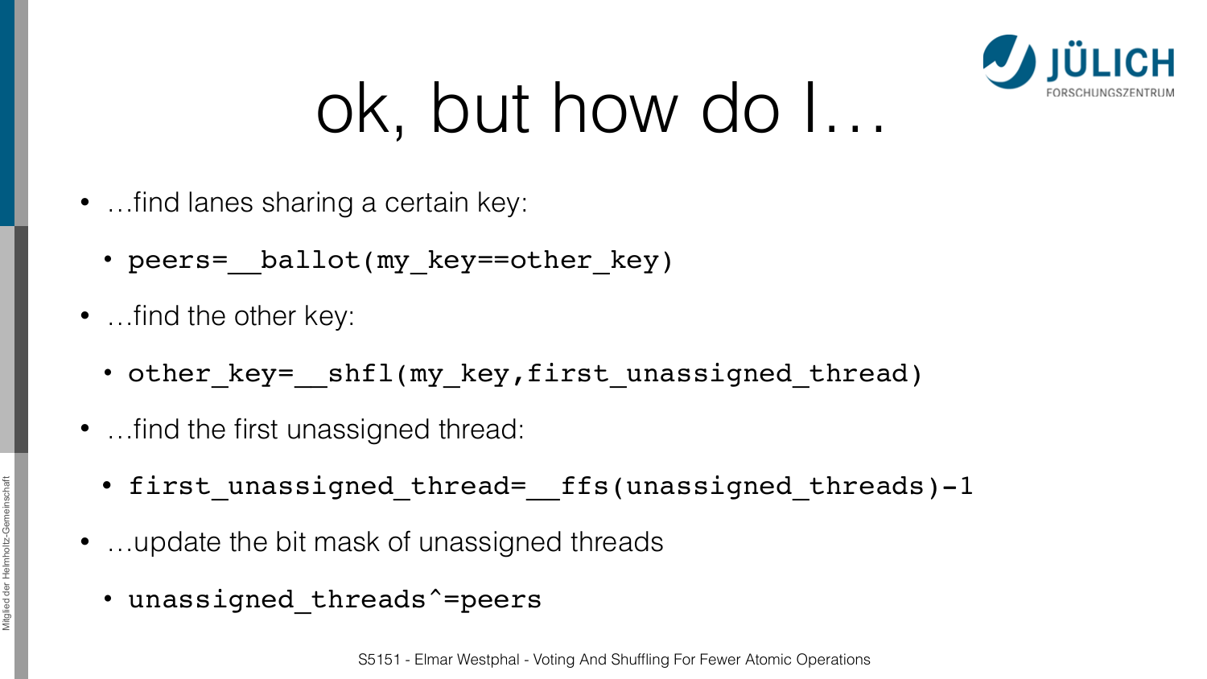# ok, but how do I…

- …find lanes sharing a certain key:
  - `peers=__ballot(my_key==other_key)`
- …find the other key:
  - `other_key=__shfl(my_key,first_unassigned_thread)`
- …find the first unassigned thread:
  - `first_unassigned_thread=__ffs(unassigned_threads)-1`
- …update the bit mask of unassigned threads
  - `unassigned_threads^=peers`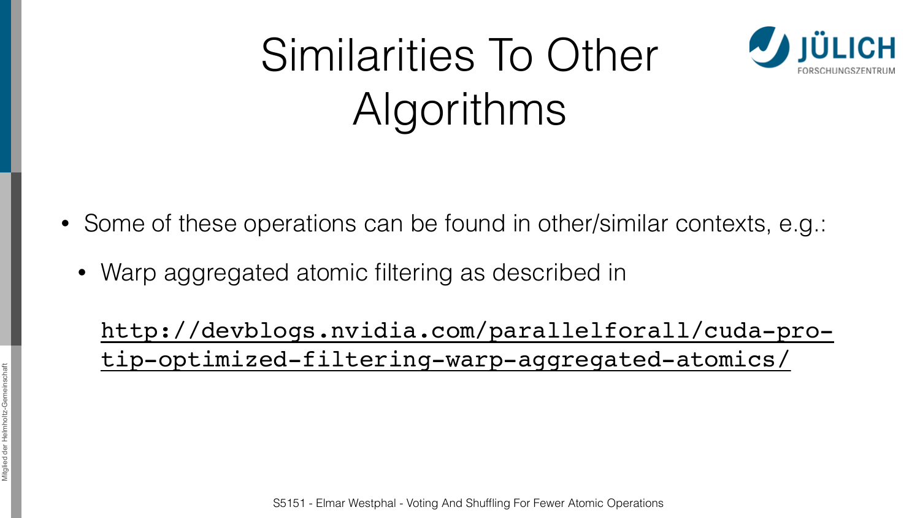# Similarities To Other Algorithms

- Some of these operations can be found in other/similar contexts, e.g.:
  - Warp aggregated atomic filtering as described in

    http://devblogs.nvidia.com/parallelforall/cuda-pro-tip-optimized-filtering-warp-aggregated-atomics/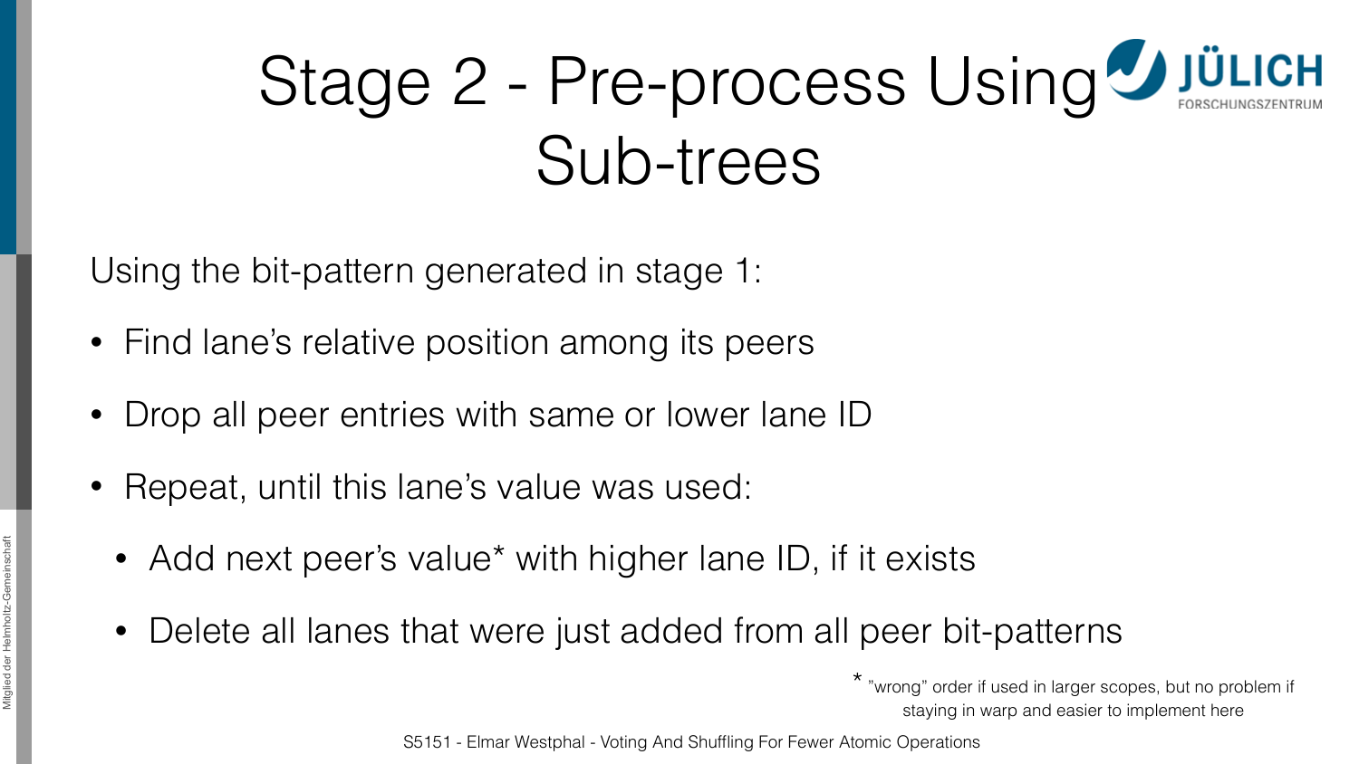# Stage 2 - Pre-process Using Sub-trees

Using the bit-pattern generated in stage 1:

- Find lane's relative position among its peers
- Drop all peer entries with same or lower lane ID
- Repeat, until this lane's value was used:
  - Add next peer's value* with higher lane ID, if it exists
  - Delete all lanes that were just added from all peer bit-patterns

* "wrong" order if used in larger scopes, but no problem if staying in warp and easier to implement here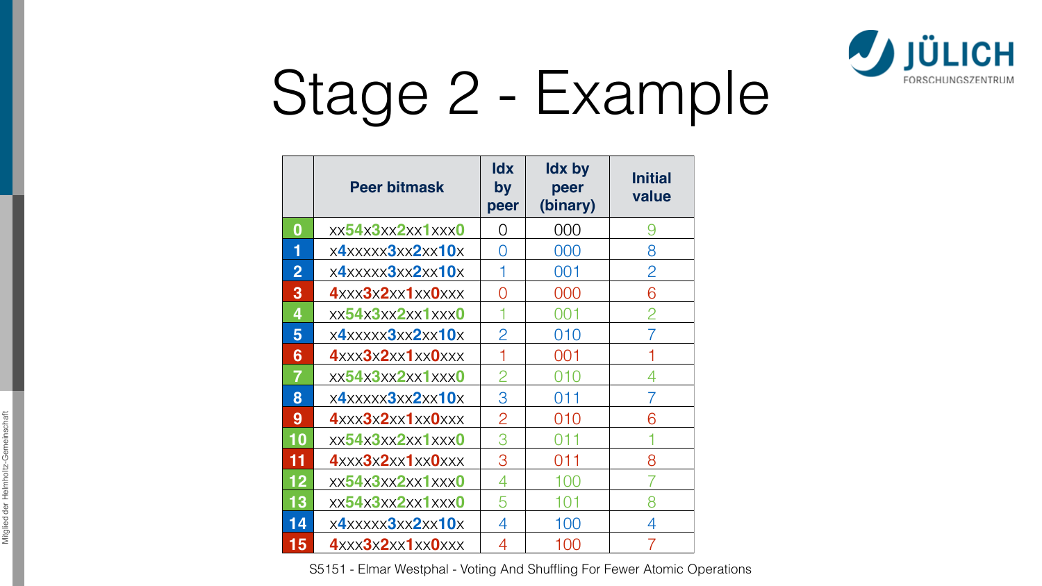# Stage 2 - Example

| | Peer bitmask | Idx by peer | Idx by peer (binary) | Initial value |
|---|---|---|---|---|
| **0** | xx**54**x**3**xx**2**xx**1**xxx**0** | 0 | 000 | 9 |
| **1** | x**4**xxxxx**3**xx**2**xx**10**x | 0 | 000 | 8 |
| **2** | x**4**xxxxx**3**xx**2**xx**10**x | 1 | 001 | 2 |
| **3** | **4**xxx**3**x**2**xx**1**xx**0**xxx | 0 | 000 | 6 |
| **4** | xx**54**x**3**xx**2**xx**1**xxx**0** | 1 | 001 | 2 |
| **5** | x**4**xxxxx**3**xx**2**xx**10**x | 2 | 010 | 7 |
| **6** | **4**xxx**3**x**2**xx**1**xx**0**xxx | 1 | 001 | 1 |
| **7** | xx**54**x**3**xx**2**xx**1**xxx**0** | 2 | 010 | 4 |
| **8** | x**4**xxxxx**3**xx**2**xx**10**x | 3 | 011 | 7 |
| **9** | **4**xxx**3**x**2**xx**1**xx**0**xxx | 2 | 010 | 6 |
| **10** | xx**54**x**3**xx**2**xx**1**xxx**0** | 3 | 011 | 1 |
| **11** | **4**xxx**3**x**2**xx**1**xx**0**xxx | 3 | 011 | 8 |
| **12** | xx**54**x**3**xx**2**xx**1**xxx**0** | 4 | 100 | 7 |
| **13** | xx**54**x**3**xx**2**xx**1**xxx**0** | 5 | 101 | 8 |
| **14** | x**4**xxxxx**3**xx**2**xx**10**x | 4 | 100 | 4 |
| **15** | **4**xxx**3**x**2**xx**1**xx**0**xxx | 4 | 100 | 7 |

S5151 - Elmar Westphal - Voting And Shuffling For Fewer Atomic Operations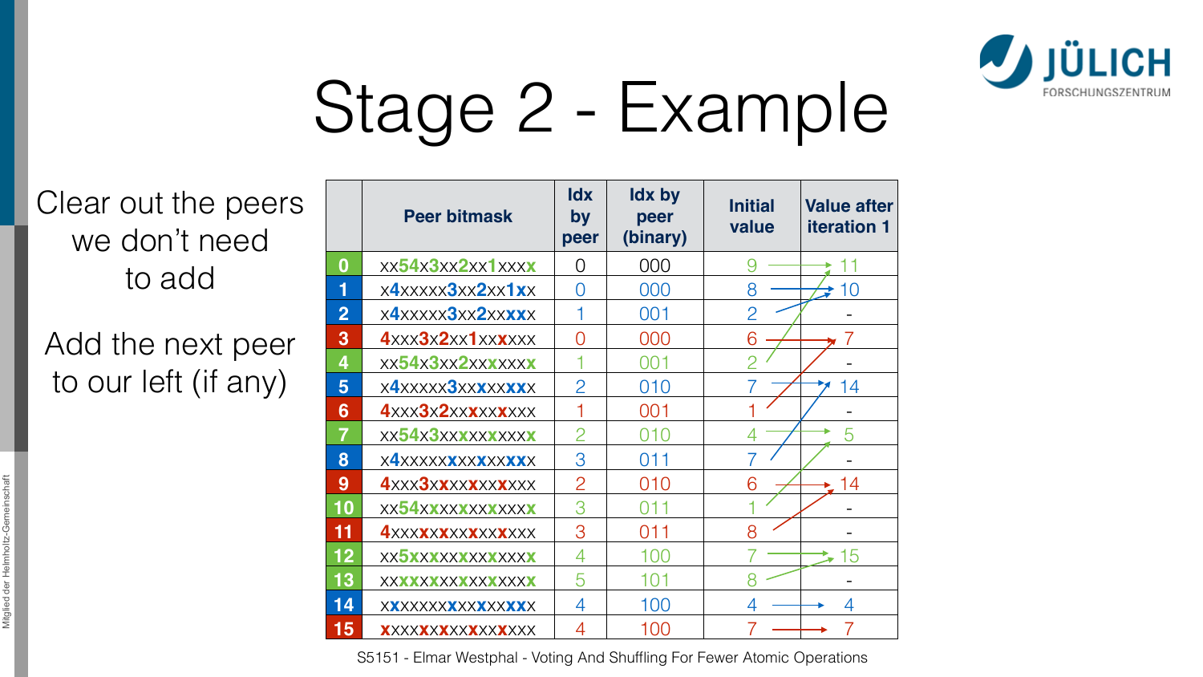# Stage 2 - Example

Clear out the peers we don't need to add

Add the next peer to our left (if any)

| | Peer bitmask | Idx by peer | Idx by peer (binary) | Initial value | Value after iteration 1 |
|---|---|---|---|---|---|
| 0 | xx54x3xx2xx1xxxx | 0 | 000 | 9 | 11 |
| 1 | x4xxxxx3xx2xx1xx | 0 | 000 | 8 | 10 |
| 2 | x4xxxxx3xx2xxxxx | 1 | 001 | 2 | - |
| 3 | 4xxx3x2xx1xxxxxx | 0 | 000 | 6 | 7 |
| 4 | xx54x3xx2xxxxxxx | 1 | 001 | 2 | - |
| 5 | x4xxxxx3xxxxxxxx | 2 | 010 | 7 | 14 |
| 6 | 4xxx3x2xxxxxxxxx | 1 | 001 | 1 | - |
| 7 | xx54x3xxxxxxxxxx | 2 | 010 | 4 | 5 |
| 8 | x4xxxxxxxxxxxxxx | 3 | 011 | 7 | - |
| 9 | 4xxx3xxxxxxxxxxx | 2 | 010 | 6 | 14 |
| 10 | xx54xxxxxxxxxxxx | 3 | 011 | 1 | - |
| 11 | 4xxxxxxxxxxxxxxx | 3 | 011 | 8 | - |
| 12 | xx5xxxxxxxxxxxxx | 4 | 100 | 7 | 15 |
| 13 | xxxxxxxxxxxxxxxx | 5 | 101 | 8 | - |
| 14 | xxxxxxxxxxxxxxxx | 4 | 100 | 4 | 4 |
| 15 | xxxxxxxxxxxxxxxx | 4 | 100 | 7 | 7 |

S5151 - Elmar Westphal - Voting And Shuffling For Fewer Atomic Operations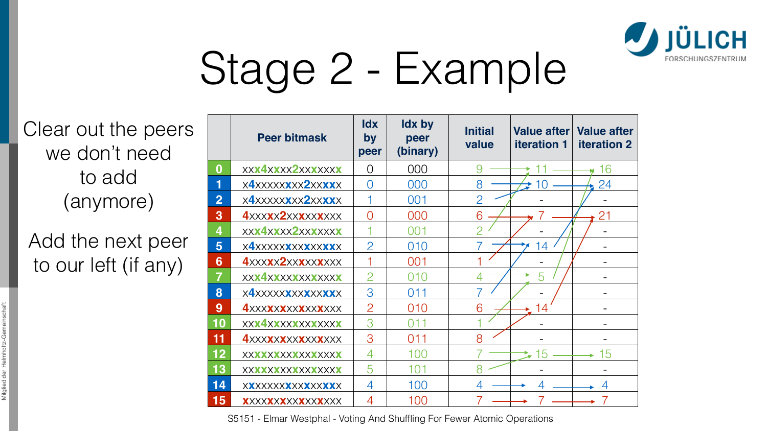# Stage 2 - Example

Clear out the peers we don't need to add (anymore)

Add the next peer to our left (if any)

| | Peer bitmask | Idx by peer | Idx by peer (binary) | Initial value | Value after iteration 1 | Value after iteration 2 |
|---|---|---|---|---|---|---|
| 0 | xxx4xxxx2xxxxxxx | 0 | 000 | 9 | 11 | 16 |
| 1 | x4xxxxxxxx2xxxxx | 0 | 000 | 8 | 10 | 24 |
| 2 | x4xxxxxxxx2xxxxx | 1 | 001 | 2 | - | - |
| 3 | 4xxxxx2xxxxxxxxx | 0 | 000 | 6 | 7 | 21 |
| 4 | xxx4xxxx2xxxxxxx | 1 | 001 | 2 | - | - |
| 5 | x4xxxxxxxxxxxxxx | 2 | 010 | 7 | 14 | - |
| 6 | 4xxxxx2xxxxxxxxx | 1 | 001 | 1 | - | - |
| 7 | xxx4xxxxxxxxxxxx | 2 | 010 | 4 | 5 | - |
| 8 | x4xxxxxxxxxxxxxx | 3 | 011 | 7 | - | - |
| 9 | 4xxxxxxxxxxxxxxx | 2 | 010 | 6 | 14 | - |
| 10 | xxx4xxxxxxxxxxxx | 3 | 011 | 1 | - | - |
| 11 | 4xxxxxxxxxxxxxxx | 3 | 011 | 8 | - | - |
| 12 | xxxxxxxxxxxxxxxx | 4 | 100 | 7 | 15 | 15 |
| 13 | xxxxxxxxxxxxxxxx | 5 | 101 | 8 | - | - |
| 14 | xxxxxxxxxxxxxxxx | 4 | 100 | 4 | 4 | 4 |
| 15 | xxxxxxxxxxxxxxxx | 4 | 100 | 7 | 7 | 7 |

S5151 - Elmar Westphal - Voting And Shuffling For Fewer Atomic Operations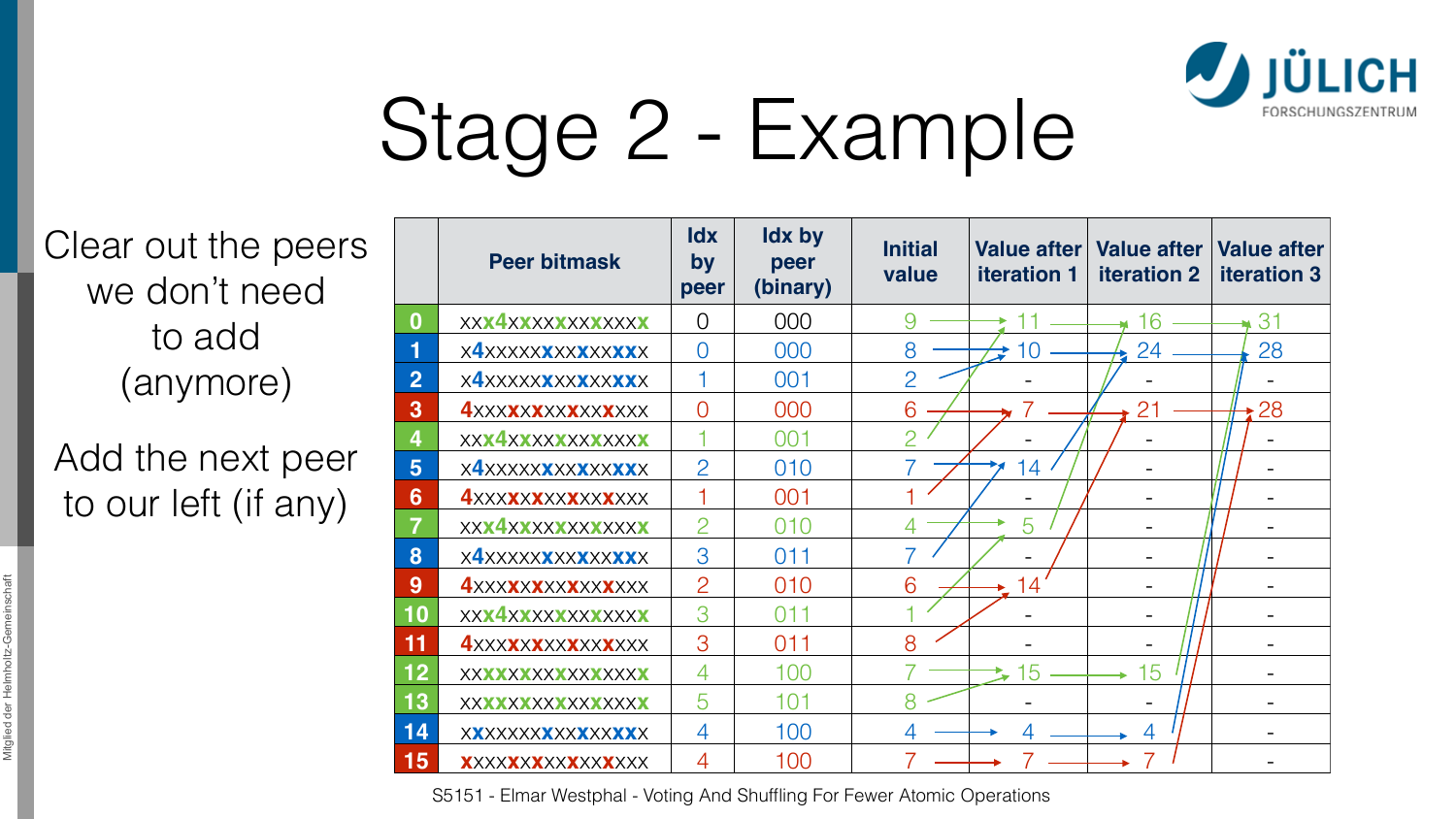# Stage 2 - Example

Clear out the peers we don't need to add (anymore)

Add the next peer to our left (if any)

| | Peer bitmask | Idx by peer | Idx by peer (binary) | Initial value | Value after iteration 1 | Value after iteration 2 | Value after iteration 3 |
|---|---|---|---|---|---|---|---|
| 0 | xxx4xxxxxxxxxxxx | 0 | 000 | 9 | 11 | 16 | 31 |
| 1 | x4xxxxxxxxxxxxxx | 0 | 000 | 8 | 10 | 24 | 28 |
| 2 | x4xxxxxxxxxxxxxx | 1 | 001 | 2 | - | - | - |
| 3 | 4xxxxxxxxxxxxxxx | 0 | 000 | 6 | 7 | 21 | 28 |
| 4 | xxx4xxxxxxxxxxxx | 1 | 001 | 2 | - | - | - |
| 5 | x4xxxxxxxxxxxxxx | 2 | 010 | 7 | 14 | - | - |
| 6 | 4xxxxxxxxxxxxxxx | 1 | 001 | 1 | - | - | - |
| 7 | xxx4xxxxxxxxxxxx | 2 | 010 | 4 | 5 | - | - |
| 8 | x4xxxxxxxxxxxxxx | 3 | 011 | 7 | - | - | - |
| 9 | 4xxxxxxxxxxxxxxx | 2 | 010 | 6 | 14 | - | - |
| 10 | xxx4xxxxxxxxxxxx | 3 | 011 | 1 | - | - | - |
| 11 | 4xxxxxxxxxxxxxxx | 3 | 011 | 8 | - | - | - |
| 12 | xxxxxxxxxxxxxxxx | 4 | 100 | 7 | 15 | 15 | - |
| 13 | xxxxxxxxxxxxxxxx | 5 | 101 | 8 | - | - | - |
| 14 | xxxxxxxxxxxxxxxx | 4 | 100 | 4 | 4 | 4 | - |
| 15 | xxxxxxxxxxxxxxxx | 4 | 100 | 7 | 7 | 7 | - |

S5151 - Elmar Westphal - Voting And Shuffling For Fewer Atomic Operations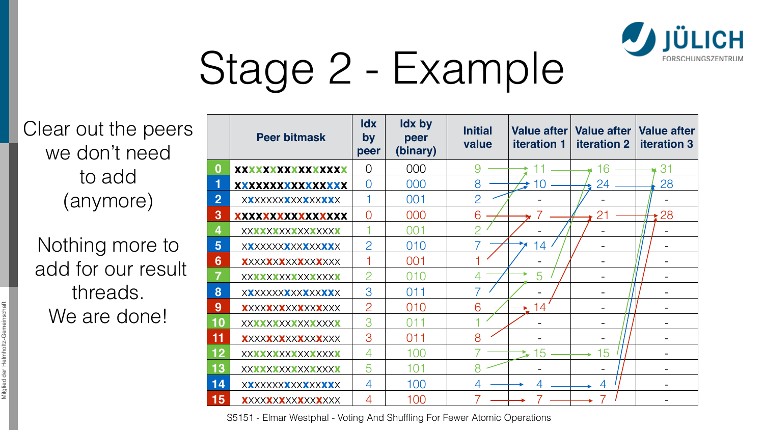# Stage 2 - Example

Clear out the peers we don't need to add (anymore)

Nothing more to add for our result threads. We are done!

| | Peer bitmask | Idx by peer | Idx by peer (binary) | Initial value | Value after iteration 1 | Value after iteration 2 | Value after iteration 3 |
|---|---|---|---|---|---|---|---|
| 0 | xxxxxxxxxxxxxxxx | 0 | 000 | 9 | 11 | 16 | 31 |
| 1 | xxxxxxxxxxxxxxxx | 0 | 000 | 8 | 10 | 24 | 28 |
| 2 | xxxxxxxxxxxxxxxx | 1 | 001 | 2 | - | - | - |
| 3 | xxxxxxxxxxxxxxxx | 0 | 000 | 6 | 7 | 21 | 28 |
| 4 | xxxxxxxxxxxxxxxx | 1 | 001 | 2 | - | - | - |
| 5 | xxxxxxxxxxxxxxxx | 2 | 010 | 7 | 14 | - | - |
| 6 | xxxxxxxxxxxxxxxx | 1 | 001 | 1 | - | - | - |
| 7 | xxxxxxxxxxxxxxxx | 2 | 010 | 4 | 5 | - | - |
| 8 | xxxxxxxxxxxxxxxx | 3 | 011 | 7 | - | - | - |
| 9 | xxxxxxxxxxxxxxxx | 2 | 010 | 6 | 14 | - | - |
| 10 | xxxxxxxxxxxxxxxx | 3 | 011 | 1 | - | - | - |
| 11 | xxxxxxxxxxxxxxxx | 3 | 011 | 8 | - | - | - |
| 12 | xxxxxxxxxxxxxxxx | 4 | 100 | 7 | 15 | 15 | - |
| 13 | xxxxxxxxxxxxxxxx | 5 | 101 | 8 | - | - | - |
| 14 | xxxxxxxxxxxxxxxx | 4 | 100 | 4 | 4 | 4 | - |
| 15 | xxxxxxxxxxxxxxxx | 4 | 100 | 7 | 7 | 7 | - |

S5151 - Elmar Westphal - Voting And Shuffling For Fewer Atomic Operations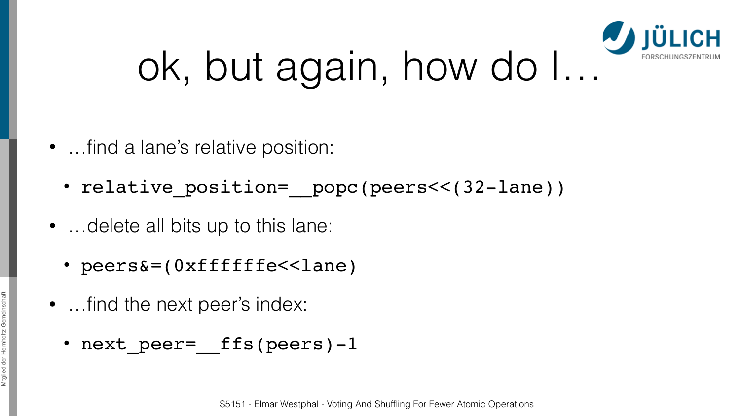# ok, but again, how do I…

- …find a lane's relative position:
  - `relative_position=__popc(peers<<(32-lane))`
- …delete all bits up to this lane:
  - `peers&=(0xfffffffe<<lane)`
- …find the next peer's index:
  - `next_peer=__ffs(peers)-1`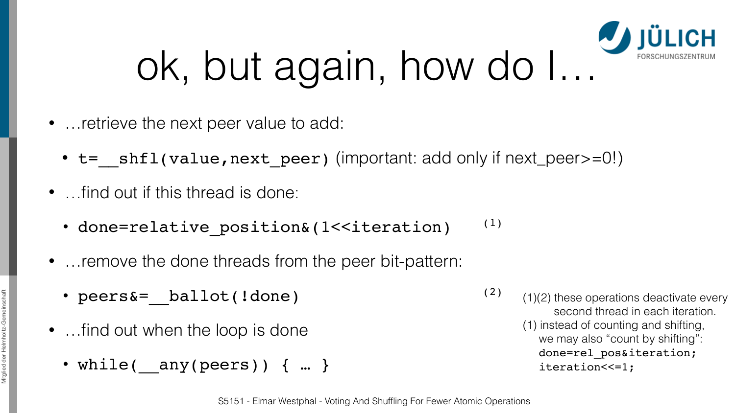# ok, but again, how do I…

- …retrieve the next peer value to add:
  - `t=__shfl(value,next_peer)` (important: add only if next_peer>=0!)
- …find out if this thread is done:
  - `done=relative_position&(1<<iteration)` (1)
- …remove the done threads from the peer bit-pattern:
  - `peers&=__ballot(!done)` (2)
- …find out when the loop is done
  - `while(__any(peers)) { … }`

(1)(2) these operations deactivate every second thread in each iteration.

(1) instead of counting and shifting, we may also "count by shifting":

```
done=rel_pos&iteration;
iteration<<=1;
```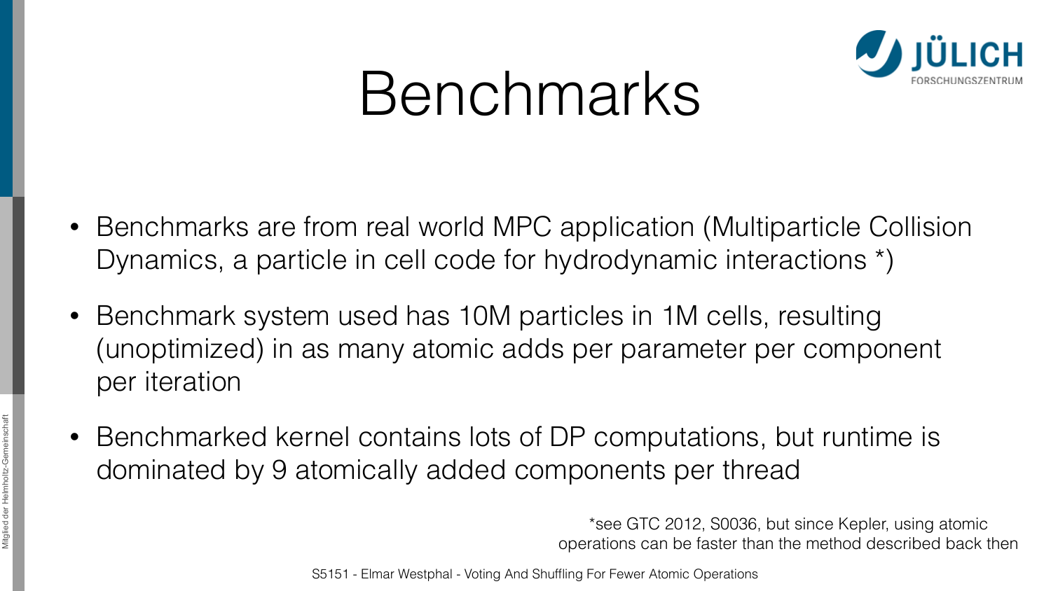# Benchmarks

- Benchmarks are from real world MPC application (Multiparticle Collision Dynamics, a particle in cell code for hydrodynamic interactions *)
- Benchmark system used has 10M particles in 1M cells, resulting (unoptimized) in as many atomic adds per parameter per component per iteration
- Benchmarked kernel contains lots of DP computations, but runtime is dominated by 9 atomically added components per thread

*see GTC 2012, S0036, but since Kepler, using atomic operations can be faster than the method described back then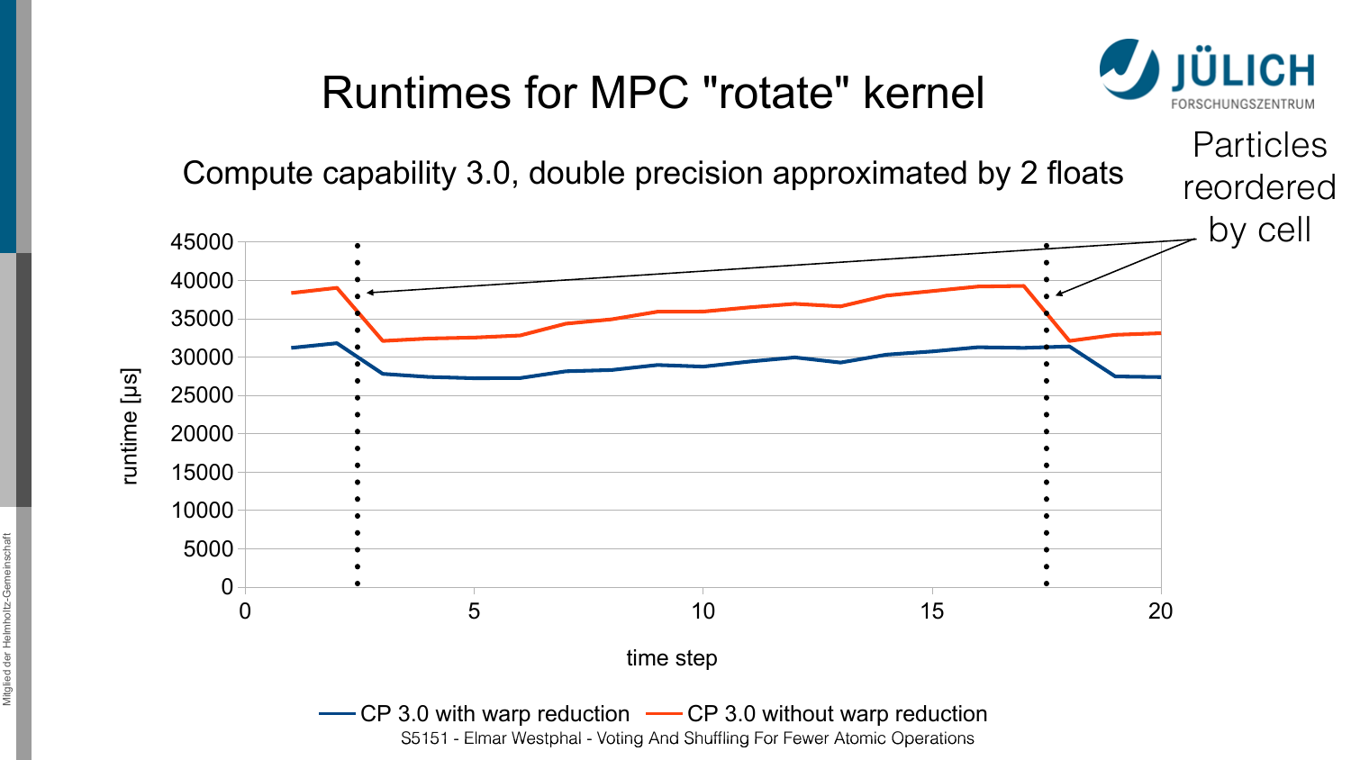# Runtimes for MPC "rotate" kernel

Compute capability 3.0, double precision approximated by 2 floats

Particles reordered by cell

runtime [µs]

time step

CP 3.0 with warp reduction — CP 3.0 without warp reduction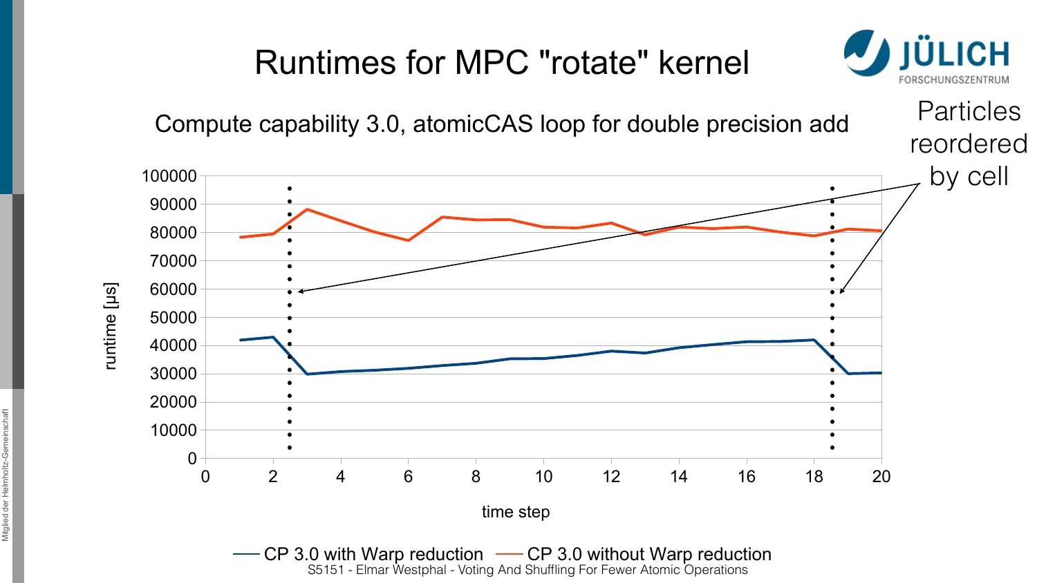# Runtimes for MPC "rotate" kernel

Compute capability 3.0, atomicCAS loop for double precision add

Particles reordered by cell

runtime [µs]

100000
90000
80000
70000
60000
50000
40000
30000
20000
10000
0

0 2 4 6 8 10 12 14 16 18 20

time step

— CP 3.0 with Warp reduction — CP 3.0 without Warp reduction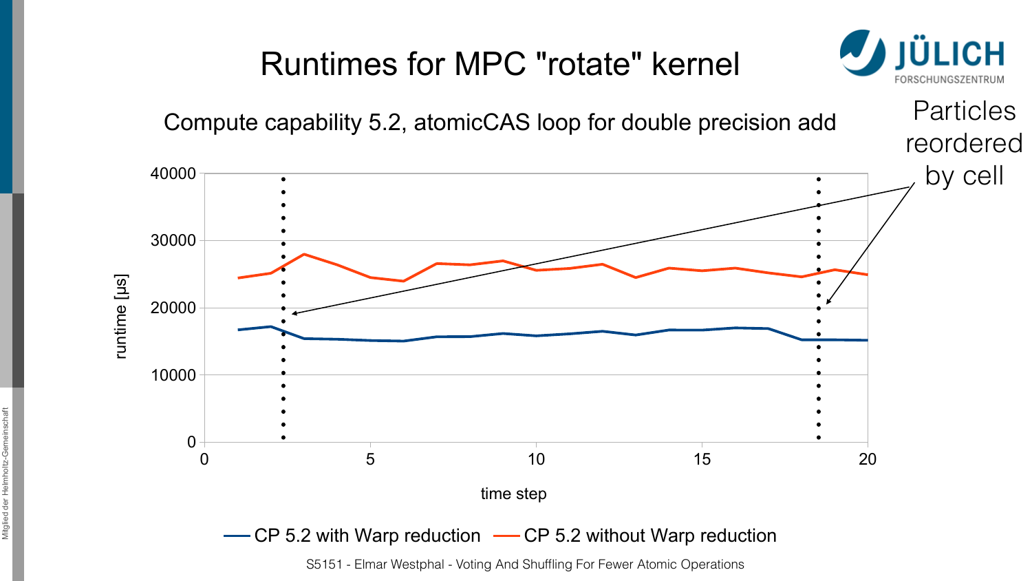# Runtimes for MPC "rotate" kernel

Compute capability 5.2, atomicCAS loop for double precision add

Particles reordered by cell

runtime [µs]

time step

CP 5.2 with Warp reduction — CP 5.2 without Warp reduction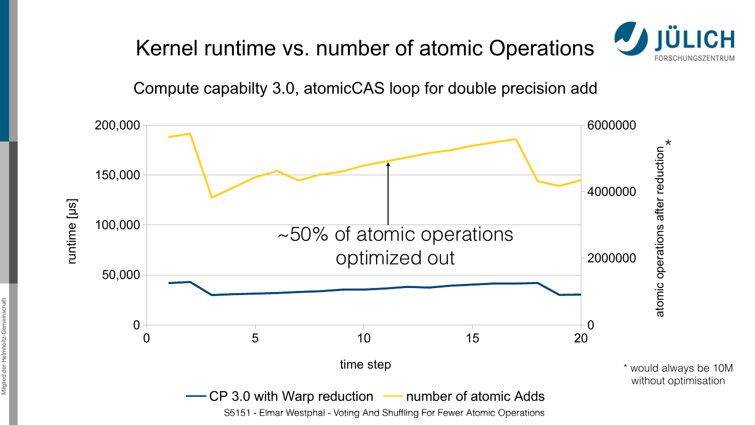# Kernel runtime vs. number of atomic Operations

Compute capabilty 3.0, atomicCAS loop for double precision add

~50% of atomic operations optimized out

runtime [µs]

atomic operations after reduction *

time step

CP 3.0 with Warp reduction — number of atomic Adds

* would always be 10M without optimisation

S5151 - Elmar Westphal - Voting And Shuffling For Fewer Atomic Operations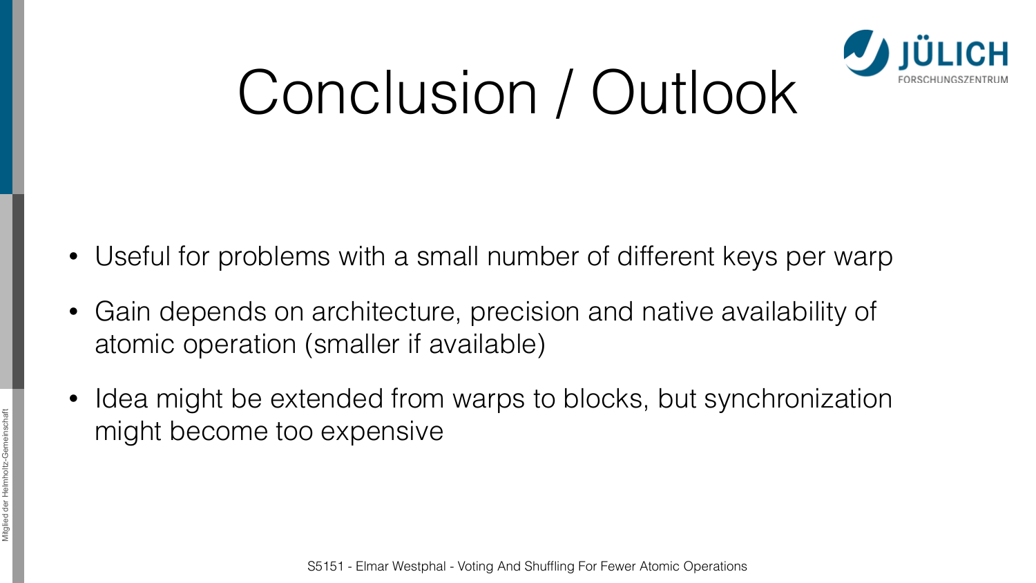# Conclusion / Outlook

- Useful for problems with a small number of different keys per warp
- Gain depends on architecture, precision and native availability of atomic operation (smaller if available)
- Idea might be extended from warps to blocks, but synchronization might become too expensive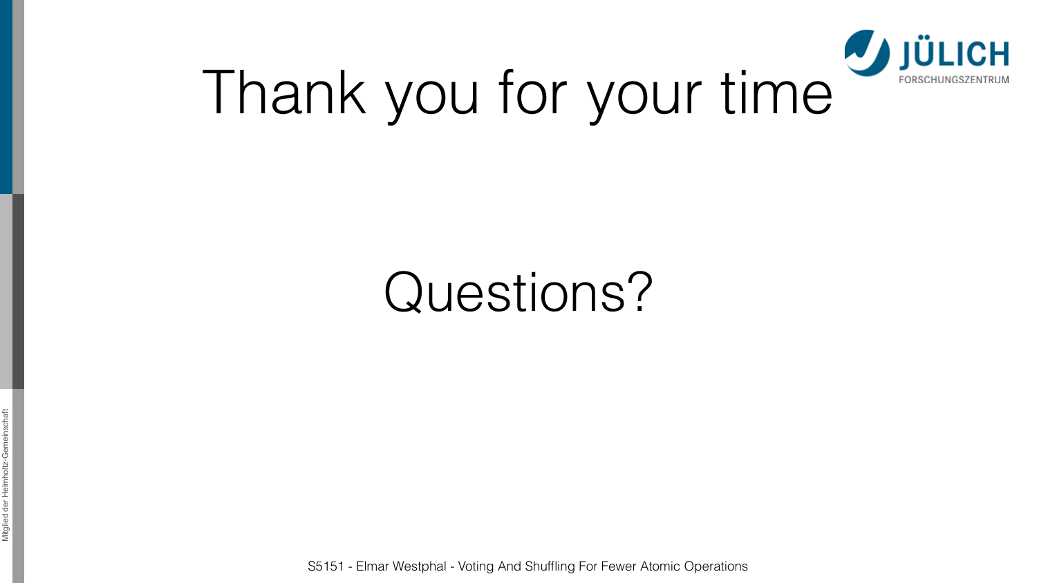# Thank you for your time

## Questions?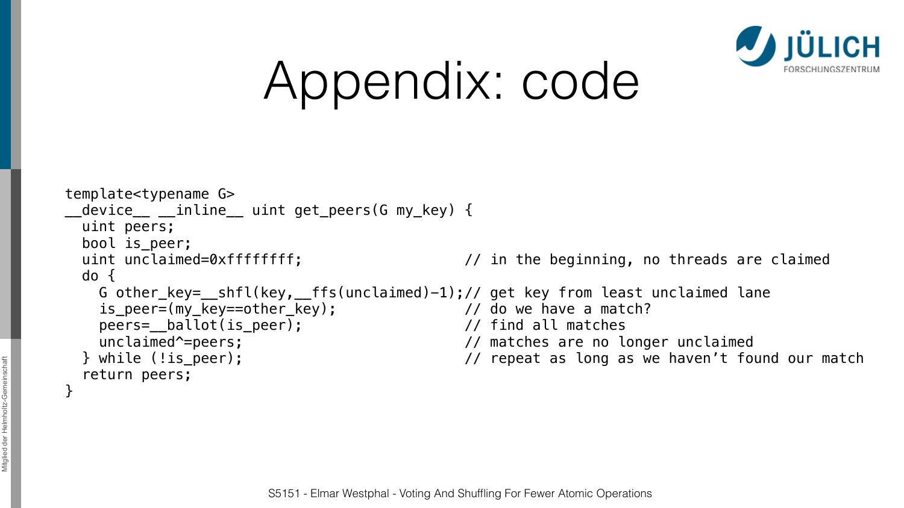# Appendix: code

```
template<typename G>
__device__ __inline__ uint get_peers(G my_key) {
  uint peers;
  bool is_peer;
  uint unclaimed=0xffffffff;                  // in the beginning, no threads are claimed
  do {
    G other_key=__shfl(key,__ffs(unclaimed)-1);// get key from least unclaimed lane
    is_peer=(my_key==other_key);              // do we have a match?
    peers=__ballot(is_peer);                  // find all matches
    unclaimed^=peers;                         // matches are no longer unclaimed
  } while (!is_peer);                         // repeat as long as we haven't found our match
  return peers;
}
```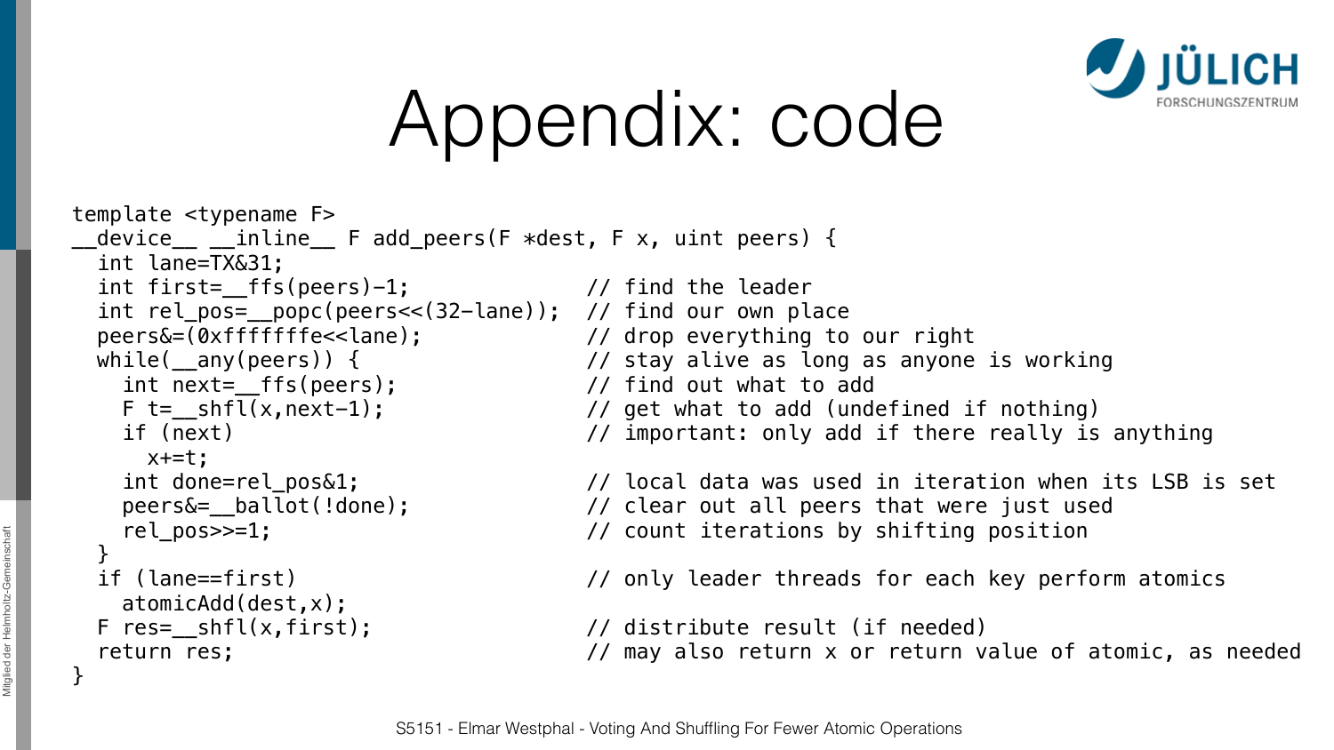# Appendix: code

```
template <typename F>
__device__ __inline__ F add_peers(F *dest, F x, uint peers) {
  int lane=TX&31;
  int first=__ffs(peers)-1;               // find the leader
  int rel_pos=__popc(peers<<(32-lane));   // find our own place
  peers&=(0xfffffffe<<lane);              // drop everything to our right
  while(__any(peers)) {                   // stay alive as long as anyone is working
    int next=__ffs(peers);                // find out what to add
    F t=__shfl(x,next-1);                 // get what to add (undefined if nothing)
    if (next)                             // important: only add if there really is anything
      x+=t;
    int done=rel_pos&1;                   // local data was used in iteration when its LSB is set
    peers&=__ballot(!done);               // clear out all peers that were just used
    rel_pos>>=1;                          // count iterations by shifting position
  }
  if (lane==first)                        // only leader threads for each key perform atomics
    atomicAdd(dest,x);
  F res=__shfl(x,first);                  // distribute result (if needed)
  return res;                             // may also return x or return value of atomic, as needed
}
```